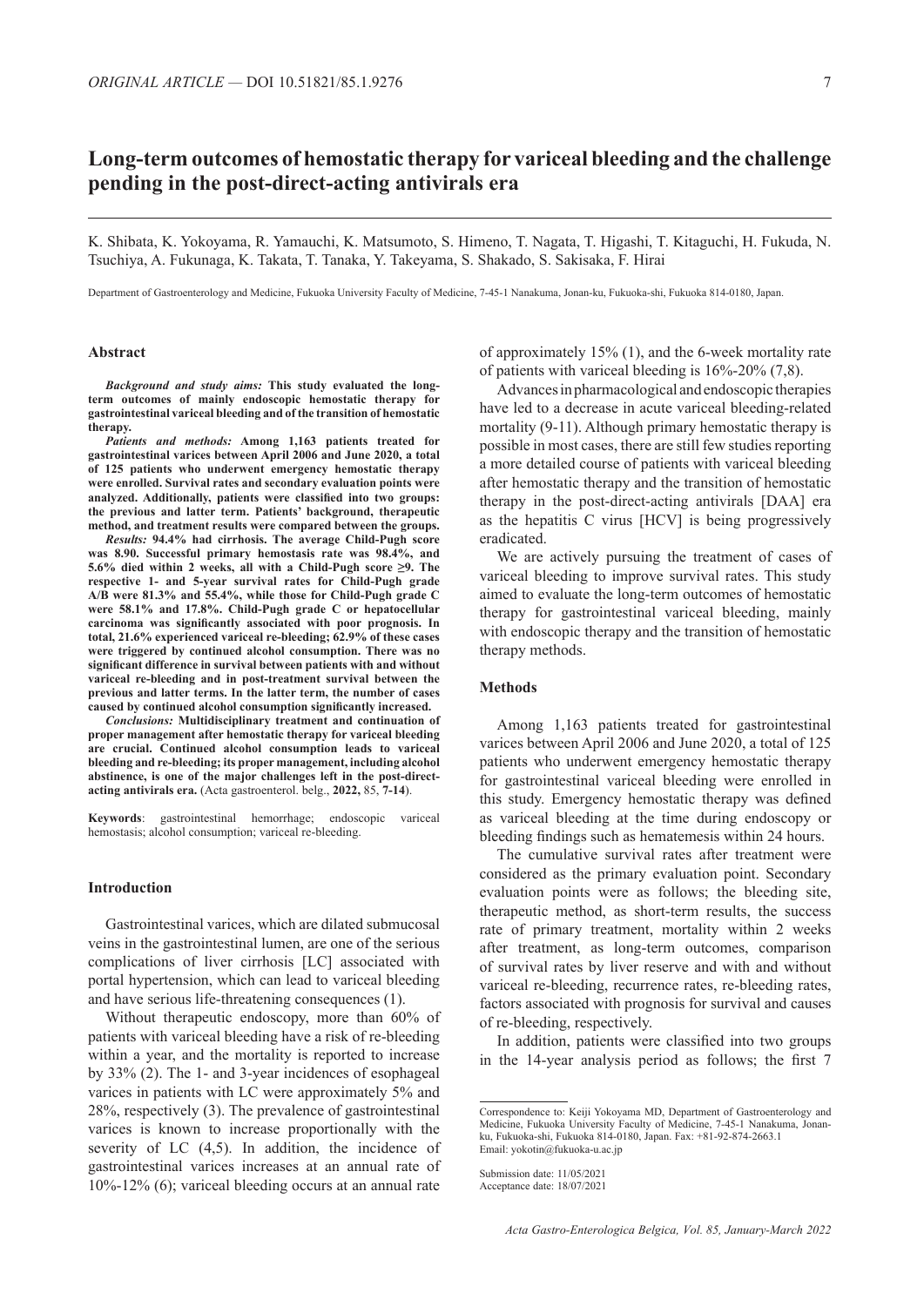# Long-term outcomes of hemostatic therapy for variceal bleeding and the challenge pending in the post-direct-acting antivirals era

K. Shibata, K. Yokoyama, R. Yamauchi, K. Matsumoto, S. Himeno, T. Nagata, T. Higashi, T. Kitaguchi, H. Fukuda, N. Tsuchiya, A. Fukunaga, K. Takata, T. Tanaka, Y. Takeyama, S. Shakado, S. Sakisaka, F. Hirai

Department of Gastroenterology and Medicine, Fukuoka University Faculty of Medicine, 7-45-1 Nanakuma, Jonan-ku, Fukuoka-shi, Fukuoka 814-0180, Japan.

### Abstract

***Background and study aims:*** **This study evaluated the long-term outcomes of mainly endoscopic hemostatic therapy for gastrointestinal variceal bleeding and of the transition of hemostatic therapy.**

***Patients and methods:*** **Among 1,163 patients treated for gastrointestinal varices between April 2006 and June 2020, a total of 125 patients who underwent emergency hemostatic therapy were enrolled. Survival rates and secondary evaluation points were analyzed. Additionally, patients were classified into two groups: the previous and latter term. Patients' background, therapeutic method, and treatment results were compared between the groups.**

***Results:*** **94.4% had cirrhosis. The average Child-Pugh score was 8.90. Successful primary hemostasis rate was 98.4%, and 5.6% died within 2 weeks, all with a Child-Pugh score ≥9. The respective 1- and 5-year survival rates for Child-Pugh grade A/B were 81.3% and 55.4%, while those for Child-Pugh grade C were 58.1% and 17.8%. Child-Pugh grade C or hepatocellular carcinoma was significantly associated with poor prognosis. In total, 21.6% experienced variceal re-bleeding; 62.9% of these cases were triggered by continued alcohol consumption. There was no significant difference in survival between patients with and without variceal re-bleeding and in post-treatment survival between the previous and latter terms. In the latter term, the number of cases caused by continued alcohol consumption significantly increased.**

***Conclusions:*** **Multidisciplinary treatment and continuation of proper management after hemostatic therapy for variceal bleeding are crucial. Continued alcohol consumption leads to variceal bleeding and re-bleeding; its proper management, including alcohol abstinence, is one of the major challenges left in the post-direct-acting antivirals era.** (Acta gastroenterol. belg., **2022,** 85, **7-14**).

**Keywords**: gastrointestinal hemorrhage; endoscopic variceal hemostasis; alcohol consumption; variceal re-bleeding.

### Introduction

Gastrointestinal varices, which are dilated submucosal veins in the gastrointestinal lumen, are one of the serious complications of liver cirrhosis [LC] associated with portal hypertension, which can lead to variceal bleeding and have serious life-threatening consequences (1).

Without therapeutic endoscopy, more than 60% of patients with variceal bleeding have a risk of re-bleeding within a year, and the mortality is reported to increase by 33% (2). The 1- and 3-year incidences of esophageal varices in patients with LC were approximately 5% and 28%, respectively (3). The prevalence of gastrointestinal varices is known to increase proportionally with the severity of LC (4,5). In addition, the incidence of gastrointestinal varices increases at an annual rate of 10%-12% (6); variceal bleeding occurs at an annual rate of approximately 15% (1), and the 6-week mortality rate of patients with variceal bleeding is 16%-20% (7,8).

Advances in pharmacological and endoscopic therapies have led to a decrease in acute variceal bleeding-related mortality (9-11). Although primary hemostatic therapy is possible in most cases, there are still few studies reporting a more detailed course of patients with variceal bleeding after hemostatic therapy and the transition of hemostatic therapy in the post-direct-acting antivirals [DAA] era as the hepatitis C virus [HCV] is being progressively eradicated.

We are actively pursuing the treatment of cases of variceal bleeding to improve survival rates. This study aimed to evaluate the long-term outcomes of hemostatic therapy for gastrointestinal variceal bleeding, mainly with endoscopic therapy and the transition of hemostatic therapy methods.

### Methods

Among 1,163 patients treated for gastrointestinal varices between April 2006 and June 2020, a total of 125 patients who underwent emergency hemostatic therapy for gastrointestinal variceal bleeding were enrolled in this study. Emergency hemostatic therapy was defined as variceal bleeding at the time during endoscopy or bleeding findings such as hematemesis within 24 hours.

The cumulative survival rates after treatment were considered as the primary evaluation point. Secondary evaluation points were as follows; the bleeding site, therapeutic method, as short-term results, the success rate of primary treatment, mortality within 2 weeks after treatment, as long-term outcomes, comparison of survival rates by liver reserve and with and without variceal re-bleeding, recurrence rates, re-bleeding rates, factors associated with prognosis for survival and causes of re-bleeding, respectively.

In addition, patients were classified into two groups in the 14-year analysis period as follows; the first 7

---

Correspondence to: Keiji Yokoyama MD, Department of Gastroenterology and Medicine, Fukuoka University Faculty of Medicine, 7-45-1 Nanakuma, Jonan-ku, Fukuoka-shi, Fukuoka 814-0180, Japan. Fax: +81-92-874-2663.1
Email: yokotin@fukuoka-u.ac.jp

Submission date: 11/05/2021
Acceptance date: 18/07/2021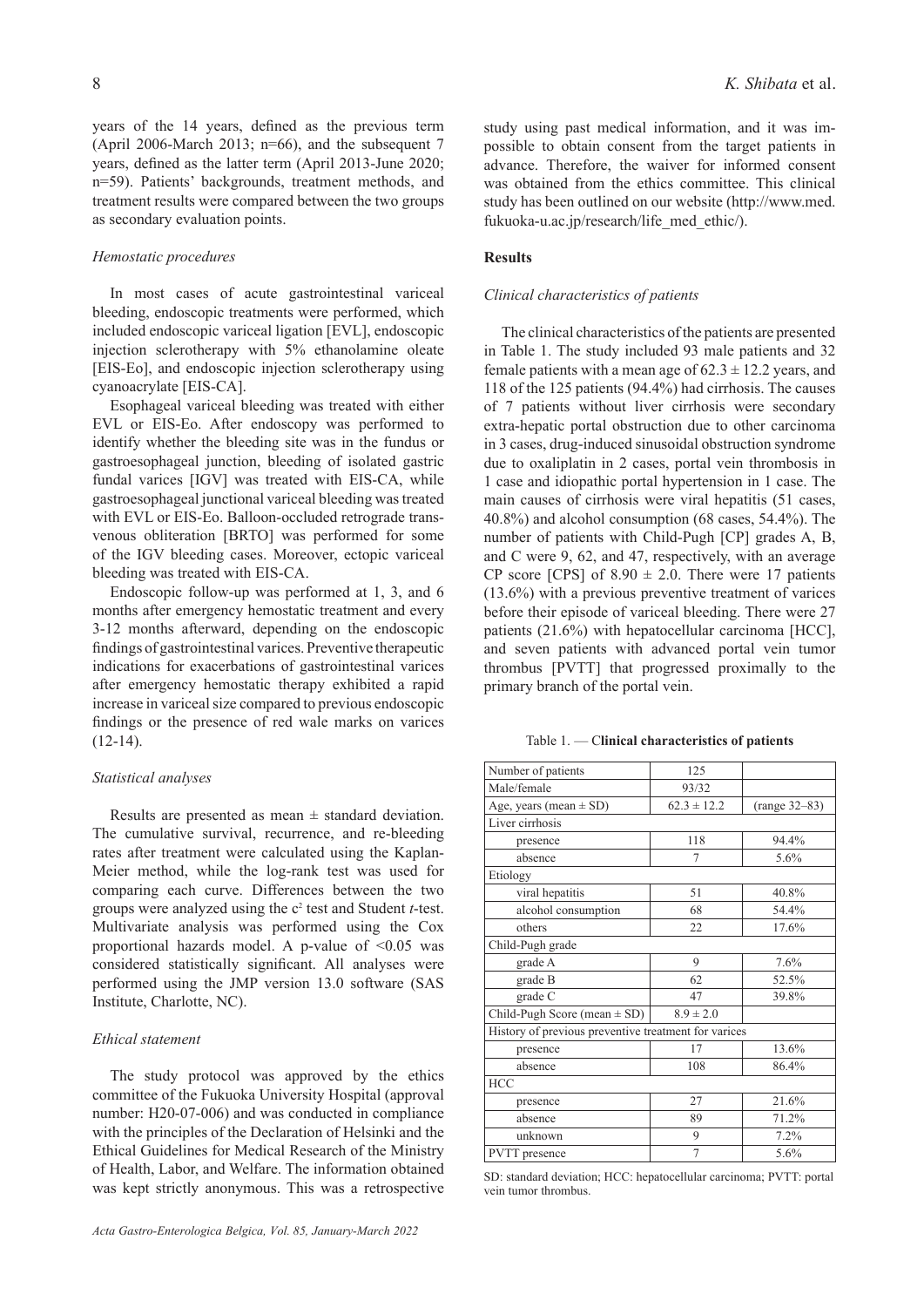years of the 14 years, defined as the previous term (April 2006-March 2013; n=66), and the subsequent 7 years, defined as the latter term (April 2013-June 2020; n=59). Patients' backgrounds, treatment methods, and treatment results were compared between the two groups as secondary evaluation points.

### *Hemostatic procedures*

In most cases of acute gastrointestinal variceal bleeding, endoscopic treatments were performed, which included endoscopic variceal ligation [EVL], endoscopic injection sclerotherapy with 5% ethanolamine oleate [EIS-Eo], and endoscopic injection sclerotherapy using cyanoacrylate [EIS-CA].

Esophageal variceal bleeding was treated with either EVL or EIS-Eo. After endoscopy was performed to identify whether the bleeding site was in the fundus or gastroesophageal junction, bleeding of isolated gastric fundal varices [IGV] was treated with EIS-CA, while gastroesophageal junctional variceal bleeding was treated with EVL or EIS-Eo. Balloon-occluded retrograde transvenous obliteration [BRTO] was performed for some of the IGV bleeding cases. Moreover, ectopic variceal bleeding was treated with EIS-CA.

Endoscopic follow-up was performed at 1, 3, and 6 months after emergency hemostatic treatment and every 3-12 months afterward, depending on the endoscopic findings of gastrointestinal varices. Preventive therapeutic indications for exacerbations of gastrointestinal varices after emergency hemostatic therapy exhibited a rapid increase in variceal size compared to previous endoscopic findings or the presence of red wale marks on varices (12-14).

### *Statistical analyses*

Results are presented as mean ± standard deviation. The cumulative survival, recurrence, and re-bleeding rates after treatment were calculated using the Kaplan-Meier method, while the log-rank test was used for comparing each curve. Differences between the two groups were analyzed using the $c^2$ test and Student *t*-test. Multivariate analysis was performed using the Cox proportional hazards model. A p-value of <0.05 was considered statistically significant. All analyses were performed using the JMP version 13.0 software (SAS Institute, Charlotte, NC).

### *Ethical statement*

The study protocol was approved by the ethics committee of the Fukuoka University Hospital (approval number: H20-07-006) and was conducted in compliance with the principles of the Declaration of Helsinki and the Ethical Guidelines for Medical Research of the Ministry of Health, Labor, and Welfare. The information obtained was kept strictly anonymous. This was a retrospective study using past medical information, and it was impossible to obtain consent from the target patients in advance. Therefore, the waiver for informed consent was obtained from the ethics committee. This clinical study has been outlined on our website (http://www.med.fukuoka-u.ac.jp/research/life_med_ethic/).

## **Results**

### *Clinical characteristics of patients*

The clinical characteristics of the patients are presented in Table 1. The study included 93 male patients and 32 female patients with a mean age of 62.3 ± 12.2 years, and 118 of the 125 patients (94.4%) had cirrhosis. The causes of 7 patients without liver cirrhosis were secondary extra-hepatic portal obstruction due to other carcinoma in 3 cases, drug-induced sinusoidal obstruction syndrome due to oxaliplatin in 2 cases, portal vein thrombosis in 1 case and idiopathic portal hypertension in 1 case. The main causes of cirrhosis were viral hepatitis (51 cases, 40.8%) and alcohol consumption (68 cases, 54.4%). The number of patients with Child-Pugh [CP] grades A, B, and C were 9, 62, and 47, respectively, with an average CP score [CPS] of 8.90 ± 2.0. There were 17 patients (13.6%) with a previous preventive treatment of varices before their episode of variceal bleeding. There were 27 patients (21.6%) with hepatocellular carcinoma [HCC], and seven patients with advanced portal vein tumor thrombus [PVTT] that progressed proximally to the primary branch of the portal vein.

Table 1. — C**linical characteristics of patients**

| | | |
|---|---|---|
| Number of patients | 125 | |
| Male/female | 93/32 | |
| Age, years (mean ± SD) | 62.3 ± 12.2 | (range 32–83) |
| Liver cirrhosis | | |
| presence | 118 | 94.4% |
| absence | 7 | 5.6% |
| Etiology | | |
| viral hepatitis | 51 | 40.8% |
| alcohol consumption | 68 | 54.4% |
| others | 22 | 17.6% |
| Child-Pugh grade | | |
| grade A | 9 | 7.6% |
| grade B | 62 | 52.5% |
| grade C | 47 | 39.8% |
| Child-Pugh Score (mean ± SD) | 8.9 ± 2.0 | |
| History of previous preventive treatment for varices | | |
| presence | 17 | 13.6% |
| absence | 108 | 86.4% |
| HCC | | |
| presence | 27 | 21.6% |
| absence | 89 | 71.2% |
| unknown | 9 | 7.2% |
| PVTT presence | 7 | 5.6% |

SD: standard deviation; HCC: hepatocellular carcinoma; PVTT: portal vein tumor thrombus.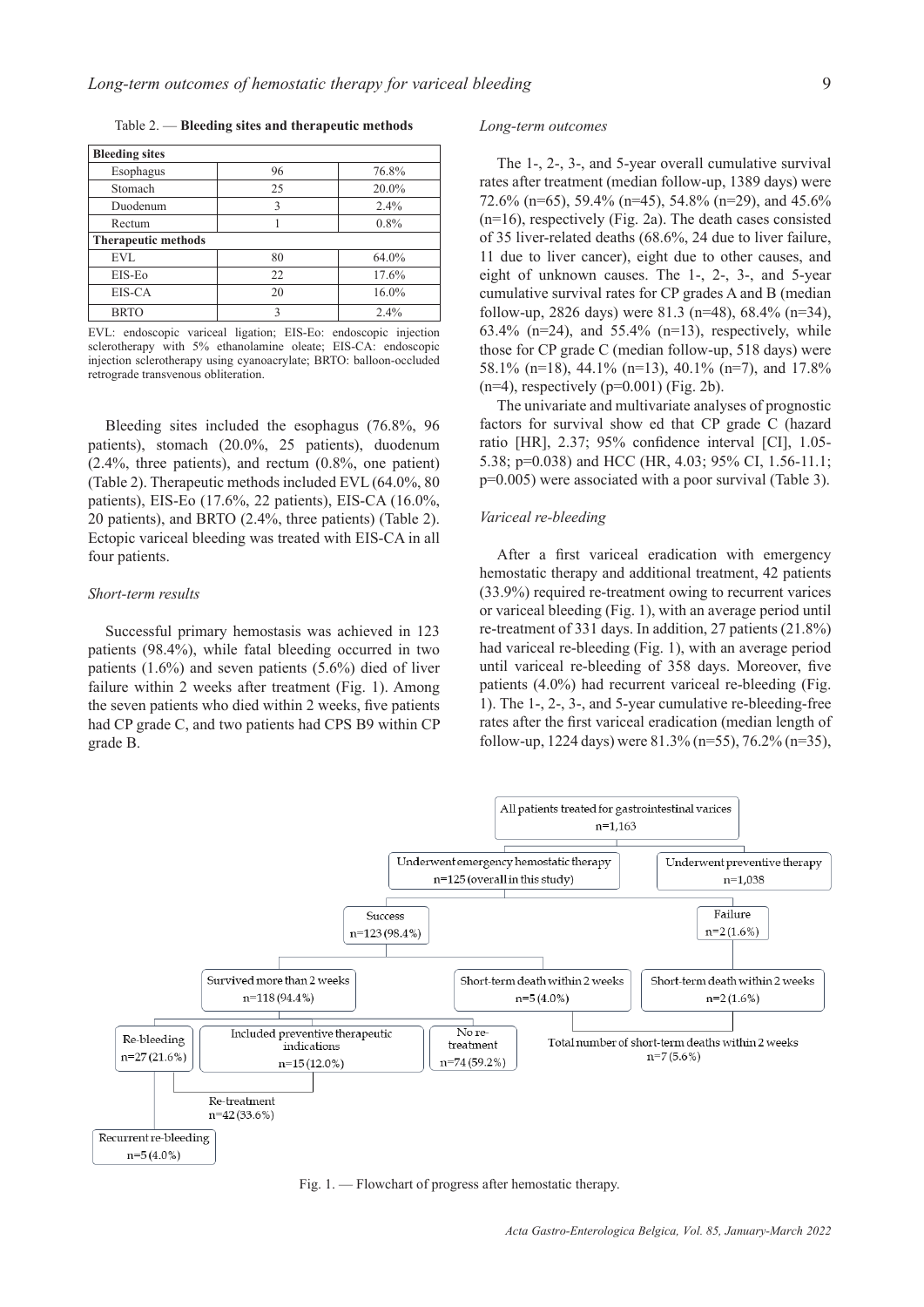Table 2. — **Bleeding sites and therapeutic methods**

| **Bleeding sites** | | |
|---|---|---|
| Esophagus | 96 | 76.8% |
| Stomach | 25 | 20.0% |
| Duodenum | 3 | 2.4% |
| Rectum | 1 | 0.8% |
| **Therapeutic methods** | | |
| EVL | 80 | 64.0% |
| EIS-Eo | 22 | 17.6% |
| EIS-CA | 20 | 16.0% |
| BRTO | 3 | 2.4% |

EVL: endoscopic variceal ligation; EIS-Eo: endoscopic injection sclerotherapy with 5% ethanolamine oleate; EIS-CA: endoscopic injection sclerotherapy using cyanoacrylate; BRTO: balloon-occluded retrograde transvenous obliteration.

Bleeding sites included the esophagus (76.8%, 96 patients), stomach (20.0%, 25 patients), duodenum (2.4%, three patients), and rectum (0.8%, one patient) (Table 2). Therapeutic methods included EVL (64.0%, 80 patients), EIS-Eo (17.6%, 22 patients), EIS-CA (16.0%, 20 patients), and BRTO (2.4%, three patients) (Table 2). Ectopic variceal bleeding was treated with EIS-CA in all four patients.

### *Short-term results*

Successful primary hemostasis was achieved in 123 patients (98.4%), while fatal bleeding occurred in two patients (1.6%) and seven patients (5.6%) died of liver failure within 2 weeks after treatment (Fig. 1). Among the seven patients who died within 2 weeks, five patients had CP grade C, and two patients had CPS B9 within CP grade B.

### *Long-term outcomes*

The 1-, 2-, 3-, and 5-year overall cumulative survival rates after treatment (median follow-up, 1389 days) were 72.6% (n=65), 59.4% (n=45), 54.8% (n=29), and 45.6% (n=16), respectively (Fig. 2a). The death cases consisted of 35 liver-related deaths (68.6%, 24 due to liver failure, 11 due to liver cancer), eight due to other causes, and eight of unknown causes. The 1-, 2-, 3-, and 5-year cumulative survival rates for CP grades A and B (median follow-up, 2826 days) were 81.3 (n=48), 68.4% (n=34), 63.4% (n=24), and 55.4% (n=13), respectively, while those for CP grade C (median follow-up, 518 days) were 58.1% (n=18), 44.1% (n=13), 40.1% (n=7), and 17.8% (n=4), respectively (p=0.001) (Fig. 2b).

The univariate and multivariate analyses of prognostic factors for survival show ed that CP grade C (hazard ratio [HR], 2.37; 95% confidence interval [CI], 1.05-5.38; p=0.038) and HCC (HR, 4.03; 95% CI, 1.56-11.1; p=0.005) were associated with a poor survival (Table 3).

### *Variceal re-bleeding*

After a first variceal eradication with emergency hemostatic therapy and additional treatment, 42 patients (33.9%) required re-treatment owing to recurrent varices or variceal bleeding (Fig. 1), with an average period until re-treatment of 331 days. In addition, 27 patients (21.8%) had variceal re-bleeding (Fig. 1), with an average period until variceal re-bleeding of 358 days. Moreover, five patients (4.0%) had recurrent variceal re-bleeding (Fig. 1). The 1-, 2-, 3-, and 5-year cumulative re-bleeding-free rates after the first variceal eradication (median length of follow-up, 1224 days) were 81.3% (n=55), 76.2% (n=35),

All patients treated for gastrointestinal varices n=1,163

Underwent emergency hemostatic therapy n=125 (overall in this study)

Underwent preventive therapy n=1,038

Success n=123 (98.4%)

Failure n=2 (1.6%)

Survived more than 2 weeks n=118 (94.4%)

Short-term death within 2 weeks n=5 (4.0%)

Short-term death within 2 weeks n=2 (1.6%)

Re-bleeding n=27 (21.6%)

Included preventive therapeutic indications n=15 (12.0%)

No re-treatment n=74 (59.2%)

Total number of short-term deaths within 2 weeks n=7 (5.6%)

Re-treatment n=42 (33.6%)

Recurrent re-bleeding n=5 (4.0%)

Fig. 1. — Flowchart of progress after hemostatic therapy.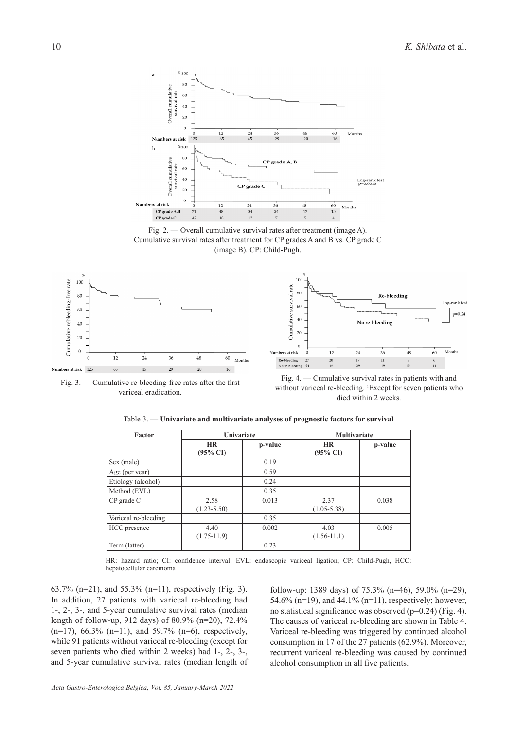Fig. 2. — Overall cumulative survival rates after treatment (image A). Cumulative survival rates after treatment for CP grades A and B vs. CP grade C (image B). CP: Child-Pugh.

Fig. 3. — Cumulative re-bleeding-free rates after the first variceal eradication.

Fig. 4. — Cumulative survival rates in patients with and without variceal re-bleeding. [1]Except for seven patients who died within 2 weeks.

Table 3. — **Univariate and multivariate analyses of prognostic factors for survival**

| Factor | Univariate | | Multivariate | |
|---|---|---|---|---|
| | **HR (95% CI)** | **p-value** | **HR (95% CI)** | **p-value** |
| Sex (male) | | 0.19 | | |
| Age (per year) | | 0.59 | | |
| Etiology (alcohol) | | 0.24 | | |
| Method (EVL) | | 0.35 | | |
| CP grade C | 2.58 (1.23-5.50) | 0.013 | 2.37 (1.05-5.38) | 0.038 |
| Variceal re-bleeding | | 0.35 | | |
| HCC presence | 4.40 (1.75-11.9) | 0.002 | 4.03 (1.56-11.1) | 0.005 |
| Term (latter) | | 0.23 | | |

HR: hazard ratio; CI: confidence interval; EVL: endoscopic variceal ligation; CP: Child-Pugh, HCC: hepatocellular carcinoma

63.7% (n=21), and 55.3% (n=11), respectively (Fig. 3). In addition, 27 patients with variceal re-bleeding had 1-, 2-, 3-, and 5-year cumulative survival rates (median length of follow-up, 912 days) of 80.9% (n=20), 72.4% (n=17), 66.3% (n=11), and 59.7% (n=6), respectively, while 91 patients without variceal re-bleeding (except for seven patients who died within 2 weeks) had 1-, 2-, 3-, and 5-year cumulative survival rates (median length of follow-up: 1389 days) of 75.3% (n=46), 59.0% (n=29), 54.6% (n=19), and 44.1% (n=11), respectively; however, no statistical significance was observed (p=0.24) (Fig. 4). The causes of variceal re-bleeding are shown in Table 4. Variceal re-bleeding was triggered by continued alcohol consumption in 17 of the 27 patients (62.9%). Moreover, recurrent variceal re-bleeding was caused by continued alcohol consumption in all five patients.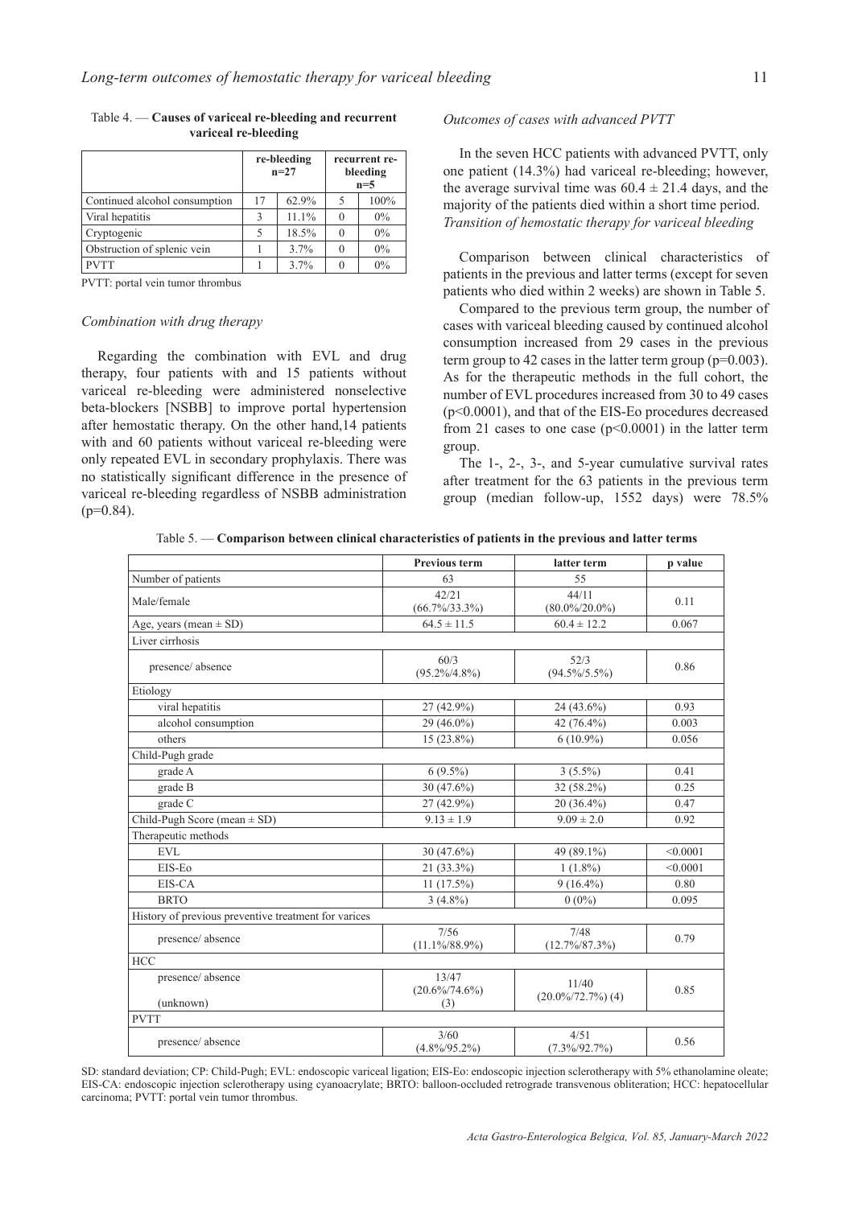Table 4. — **Causes of variceal re-bleeding and recurrent variceal re-bleeding**

| | re-bleeding n=27 | | recurrent re-bleeding n=5 | |
|---|---|---|---|---|
| Continued alcohol consumption | 17 | 62.9% | 5 | 100% |
| Viral hepatitis | 3 | 11.1% | 0 | 0% |
| Cryptogenic | 5 | 18.5% | 0 | 0% |
| Obstruction of splenic vein | 1 | 3.7% | 0 | 0% |
| PVTT | 1 | 3.7% | 0 | 0% |

PVTT: portal vein tumor thrombus

*Combination with drug therapy*

Regarding the combination with EVL and drug therapy, four patients with and 15 patients without variceal re-bleeding were administered nonselective beta-blockers [NSBB] to improve portal hypertension after hemostatic therapy. On the other hand,14 patients with and 60 patients without variceal re-bleeding were only repeated EVL in secondary prophylaxis. There was no statistically significant difference in the presence of variceal re-bleeding regardless of NSBB administration (p=0.84).

*Outcomes of cases with advanced PVTT*

In the seven HCC patients with advanced PVTT, only one patient (14.3%) had variceal re-bleeding; however, the average survival time was $60.4 \pm 21.4$ days, and the majority of the patients died within a short time period.

*Transition of hemostatic therapy for variceal bleeding*

Comparison between clinical characteristics of patients in the previous and latter terms (except for seven patients who died within 2 weeks) are shown in Table 5.

Compared to the previous term group, the number of cases with variceal bleeding caused by continued alcohol consumption increased from 29 cases in the previous term group to 42 cases in the latter term group (p=0.003). As for the therapeutic methods in the full cohort, the number of EVL procedures increased from 30 to 49 cases (p<0.0001), and that of the EIS-Eo procedures decreased from 21 cases to one case (p<0.0001) in the latter term group.

The 1-, 2-, 3-, and 5-year cumulative survival rates after treatment for the 63 patients in the previous term group (median follow-up, 1552 days) were 78.5%

Table 5. — **Comparison between clinical characteristics of patients in the previous and latter terms**

| | Previous term | latter term | p value |
|---|---|---|---|
| Number of patients | 63 | 55 | |
| Male/female | 42/21 (66.7%/33.3%) | 44/11 (80.0%/20.0%) | 0.11 |
| Age, years (mean ± SD) | 64.5 ± 11.5 | 60.4 ± 12.2 | 0.067 |
| Liver cirrhosis | | | |
| presence/ absence | 60/3 (95.2%/4.8%) | 52/3 (94.5%/5.5%) | 0.86 |
| Etiology | | | |
| viral hepatitis | 27 (42.9%) | 24 (43.6%) | 0.93 |
| alcohol consumption | 29 (46.0%) | 42 (76.4%) | 0.003 |
| others | 15 (23.8%) | 6 (10.9%) | 0.056 |
| Child-Pugh grade | | | |
| grade A | 6 (9.5%) | 3 (5.5%) | 0.41 |
| grade B | 30 (47.6%) | 32 (58.2%) | 0.25 |
| grade C | 27 (42.9%) | 20 (36.4%) | 0.47 |
| Child-Pugh Score (mean ± SD) | 9.13 ± 1.9 | 9.09 ± 2.0 | 0.92 |
| Therapeutic methods | | | |
| EVL | 30 (47.6%) | 49 (89.1%) | <0.0001 |
| EIS-Eo | 21 (33.3%) | 1 (1.8%) | <0.0001 |
| EIS-CA | 11 (17.5%) | 9 (16.4%) | 0.80 |
| BRTO | 3 (4.8%) | 0 (0%) | 0.095 |
| History of previous preventive treatment for varices | | | |
| presence/ absence | 7/56 (11.1%/88.9%) | 7/48 (12.7%/87.3%) | 0.79 |
| HCC | | | |
| presence/ absence (unknown) | 13/47 (20.6%/74.6%) (3) | 11/40 (20.0%/72.7%) (4) | 0.85 |
| PVTT | | | |
| presence/ absence | 3/60 (4.8%/95.2%) | 4/51 (7.3%/92.7%) | 0.56 |

SD: standard deviation; CP: Child-Pugh; EVL: endoscopic variceal ligation; EIS-Eo: endoscopic injection sclerotherapy with 5% ethanolamine oleate; EIS-CA: endoscopic injection sclerotherapy using cyanoacrylate; BRTO: balloon-occluded retrograde transvenous obliteration; HCC: hepatocellular carcinoma; PVTT: portal vein tumor thrombus.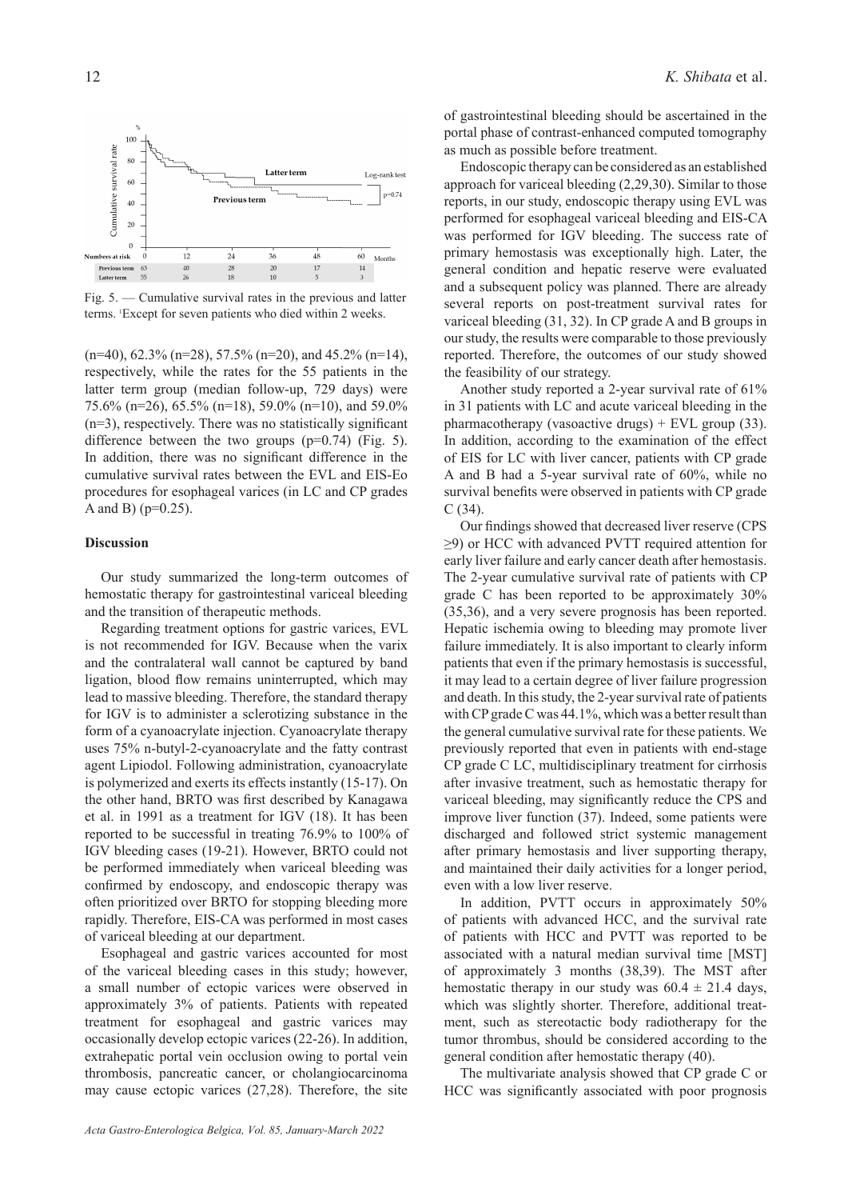Fig. 5. — Cumulative survival rates in the previous and latter terms. [1]Except for seven patients who died within 2 weeks.

(n=40), 62.3% (n=28), 57.5% (n=20), and 45.2% (n=14), respectively, while the rates for the 55 patients in the latter term group (median follow-up, 729 days) were 75.6% (n=26), 65.5% (n=18), 59.0% (n=10), and 59.0% (n=3), respectively. There was no statistically significant difference between the two groups (p=0.74) (Fig. 5). In addition, there was no significant difference in the cumulative survival rates between the EVL and EIS-Eo procedures for esophageal varices (in LC and CP grades A and B) (p=0.25).

## Discussion

Our study summarized the long-term outcomes of hemostatic therapy for gastrointestinal variceal bleeding and the transition of therapeutic methods.

Regarding treatment options for gastric varices, EVL is not recommended for IGV. Because when the varix and the contralateral wall cannot be captured by band ligation, blood flow remains uninterrupted, which may lead to massive bleeding. Therefore, the standard therapy for IGV is to administer a sclerotizing substance in the form of a cyanoacrylate injection. Cyanoacrylate therapy uses 75% n-butyl-2-cyanoacrylate and the fatty contrast agent Lipiodol. Following administration, cyanoacrylate is polymerized and exerts its effects instantly (15-17). On the other hand, BRTO was first described by Kanagawa et al. in 1991 as a treatment for IGV (18). It has been reported to be successful in treating 76.9% to 100% of IGV bleeding cases (19-21). However, BRTO could not be performed immediately when variceal bleeding was confirmed by endoscopy, and endoscopic therapy was often prioritized over BRTO for stopping bleeding more rapidly. Therefore, EIS-CA was performed in most cases of variceal bleeding at our department.

Esophageal and gastric varices accounted for most of the variceal bleeding cases in this study; however, a small number of ectopic varices were observed in approximately 3% of patients. Patients with repeated treatment for esophageal and gastric varices may occasionally develop ectopic varices (22-26). In addition, extrahepatic portal vein occlusion owing to portal vein thrombosis, pancreatic cancer, or cholangiocarcinoma may cause ectopic varices (27,28). Therefore, the site of gastrointestinal bleeding should be ascertained in the portal phase of contrast-enhanced computed tomography as much as possible before treatment.

Endoscopic therapy can be considered as an established approach for variceal bleeding (2,29,30). Similar to those reports, in our study, endoscopic therapy using EVL was performed for esophageal variceal bleeding and EIS-CA was performed for IGV bleeding. The success rate of primary hemostasis was exceptionally high. Later, the general condition and hepatic reserve were evaluated and a subsequent policy was planned. There are already several reports on post-treatment survival rates for variceal bleeding (31, 32). In CP grade A and B groups in our study, the results were comparable to those previously reported. Therefore, the outcomes of our study showed the feasibility of our strategy.

Another study reported a 2-year survival rate of 61% in 31 patients with LC and acute variceal bleeding in the pharmacotherapy (vasoactive drugs) + EVL group (33). In addition, according to the examination of the effect of EIS for LC with liver cancer, patients with CP grade A and B had a 5-year survival rate of 60%, while no survival benefits were observed in patients with CP grade C (34).

Our findings showed that decreased liver reserve (CPS ≥9) or HCC with advanced PVTT required attention for early liver failure and early cancer death after hemostasis. The 2-year cumulative survival rate of patients with CP grade C has been reported to be approximately 30% (35,36), and a very severe prognosis has been reported. Hepatic ischemia owing to bleeding may promote liver failure immediately. It is also important to clearly inform patients that even if the primary hemostasis is successful, it may lead to a certain degree of liver failure progression and death. In this study, the 2-year survival rate of patients with CP grade C was 44.1%, which was a better result than the general cumulative survival rate for these patients. We previously reported that even in patients with end-stage CP grade C LC, multidisciplinary treatment for cirrhosis after invasive treatment, such as hemostatic therapy for variceal bleeding, may significantly reduce the CPS and improve liver function (37). Indeed, some patients were discharged and followed strict systemic management after primary hemostasis and liver supporting therapy, and maintained their daily activities for a longer period, even with a low liver reserve.

In addition, PVTT occurs in approximately 50% of patients with advanced HCC, and the survival rate of patients with HCC and PVTT was reported to be associated with a natural median survival time [MST] of approximately 3 months (38,39). The MST after hemostatic therapy in our study was $60.4 \pm 21.4$ days, which was slightly shorter. Therefore, additional treatment, such as stereotactic body radiotherapy for the tumor thrombus, should be considered according to the general condition after hemostatic therapy (40).

The multivariate analysis showed that CP grade C or HCC was significantly associated with poor prognosis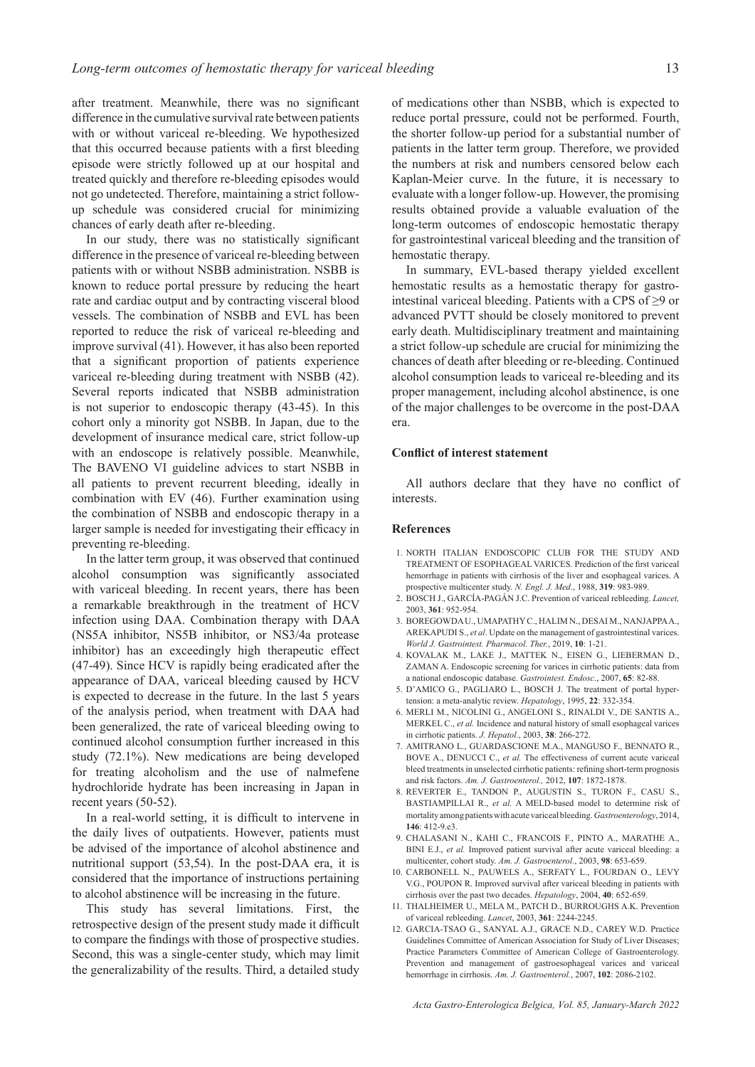after treatment. Meanwhile, there was no significant difference in the cumulative survival rate between patients with or without variceal re-bleeding. We hypothesized that this occurred because patients with a first bleeding episode were strictly followed up at our hospital and treated quickly and therefore re-bleeding episodes would not go undetected. Therefore, maintaining a strict follow-up schedule was considered crucial for minimizing chances of early death after re-bleeding.

In our study, there was no statistically significant difference in the presence of variceal re-bleeding between patients with or without NSBB administration. NSBB is known to reduce portal pressure by reducing the heart rate and cardiac output and by contracting visceral blood vessels. The combination of NSBB and EVL has been reported to reduce the risk of variceal re-bleeding and improve survival (41). However, it has also been reported that a significant proportion of patients experience variceal re-bleeding during treatment with NSBB (42). Several reports indicated that NSBB administration is not superior to endoscopic therapy (43-45). In this cohort only a minority got NSBB. In Japan, due to the development of insurance medical care, strict follow-up with an endoscope is relatively possible. Meanwhile, The BAVENO VI guideline advices to start NSBB in all patients to prevent recurrent bleeding, ideally in combination with EV (46). Further examination using the combination of NSBB and endoscopic therapy in a larger sample is needed for investigating their efficacy in preventing re-bleeding.

In the latter term group, it was observed that continued alcohol consumption was significantly associated with variceal bleeding. In recent years, there has been a remarkable breakthrough in the treatment of HCV infection using DAA. Combination therapy with DAA (NS5A inhibitor, NS5B inhibitor, or NS3/4a protease inhibitor) has an exceedingly high therapeutic effect (47-49). Since HCV is rapidly being eradicated after the appearance of DAA, variceal bleeding caused by HCV is expected to decrease in the future. In the last 5 years of the analysis period, when treatment with DAA had been generalized, the rate of variceal bleeding owing to continued alcohol consumption further increased in this study (72.1%). New medications are being developed for treating alcoholism and the use of nalmefene hydrochloride hydrate has been increasing in Japan in recent years (50-52).

In a real-world setting, it is difficult to intervene in the daily lives of outpatients. However, patients must be advised of the importance of alcohol abstinence and nutritional support (53,54). In the post-DAA era, it is considered that the importance of instructions pertaining to alcohol abstinence will be increasing in the future.

This study has several limitations. First, the retrospective design of the present study made it difficult to compare the findings with those of prospective studies. Second, this was a single-center study, which may limit the generalizability of the results. Third, a detailed study of medications other than NSBB, which is expected to reduce portal pressure, could not be performed. Fourth, the shorter follow-up period for a substantial number of patients in the latter term group. Therefore, we provided the numbers at risk and numbers censored below each Kaplan-Meier curve. In the future, it is necessary to evaluate with a longer follow-up. However, the promising results obtained provide a valuable evaluation of the long-term outcomes of endoscopic hemostatic therapy for gastrointestinal variceal bleeding and the transition of hemostatic therapy.

In summary, EVL-based therapy yielded excellent hemostatic results as a hemostatic therapy for gastrointestinal variceal bleeding. Patients with a CPS of ≥9 or advanced PVTT should be closely monitored to prevent early death. Multidisciplinary treatment and maintaining a strict follow-up schedule are crucial for minimizing the chances of death after bleeding or re-bleeding. Continued alcohol consumption leads to variceal re-bleeding and its proper management, including alcohol abstinence, is one of the major challenges to be overcome in the post-DAA era.

## Conflict of interest statement

All authors declare that they have no conflict of interests.

## References

1. NORTH ITALIAN ENDOSCOPIC CLUB FOR THE STUDY AND TREATMENT OF ESOPHAGEAL VARICES. Prediction of the first variceal hemorrhage in patients with cirrhosis of the liver and esophageal varices. A prospective multicenter study. *N. Engl. J. Med*., 1988, **319**: 983-989.
2. BOSCH J., GARCÍA-PAGÁN J.C. Prevention of variceal rebleeding. *Lancet,* 2003, **361**: 952-954.
3. BOREGOWDA U., UMAPATHY C., HALIM N., DESAI M., NANJAPPA A., AREKAPUDI S., *et al*. Update on the management of gastrointestinal varices. *World J. Gastrointest. Pharmacol. Ther.*, 2019, **10**: 1-21.
4. KOVALAK M., LAKE J., MATTEK N., EISEN G., LIEBERMAN D., ZAMAN A. Endoscopic screening for varices in cirrhotic patients: data from a national endoscopic database. *Gastrointest. Endosc*., 2007, **65**: 82-88.
5. D'AMICO G., PAGLIARO L., BOSCH J. The treatment of portal hypertension: a meta-analytic review. *Hepatology*, 1995, **22**: 332-354.
6. MERLI M., NICOLINI G., ANGELONI S., RINALDI V., DE SANTIS A., MERKEL C., *et al.* Incidence and natural history of small esophageal varices in cirrhotic patients. *J. Hepatol.*, 2003, **38**: 266-272.
7. AMITRANO L., GUARDASCIONE M.A., MANGUSO F., BENNATO R., BOVE A., DENUCCI C., *et al.* The effectiveness of current acute variceal bleed treatments in unselected cirrhotic patients: refining short-term prognosis and risk factors. *Am. J. Gastroenterol.,* 2012, **107**: 1872-1878.
8. REVERTER E., TANDON P., AUGUSTIN S., TURON F., CASU S., BASTIAMPILLAI R., *et al.* A MELD-based model to determine risk of mortality among patients with acute variceal bleeding. *Gastroenterology*, 2014, **146**: 412-9.e3.
9. CHALASANI N., KAHI C., FRANCOIS F., PINTO A., MARATHE A., BINI E.J., *et al.* Improved patient survival after acute variceal bleeding: a multicenter, cohort study. *Am. J. Gastroenterol.*, 2003, **98**: 653-659.
10. CARBONELL N., PAUWELS A., SERFATY L., FOURDAN O., LEVY V.G., POUPON R. Improved survival after variceal bleeding in patients with cirrhosis over the past two decades. *Hepatology*, 2004, **40**: 652-659.
11. THALHEIMER U., MELA M., PATCH D., BURROUGHS A.K. Prevention of variceal rebleeding. *Lancet*, 2003, **361**: 2244-2245.
12. GARCIA-TSAO G., SANYAL A.J., GRACE N.D., CAREY W.D. Practice Guidelines Committee of American Association for Study of Liver Diseases; Practice Parameters Committee of American College of Gastroenterology. Prevention and management of gastroesophageal varices and variceal hemorrhage in cirrhosis. *Am. J. Gastroenterol.*, 2007, **102**: 2086-2102.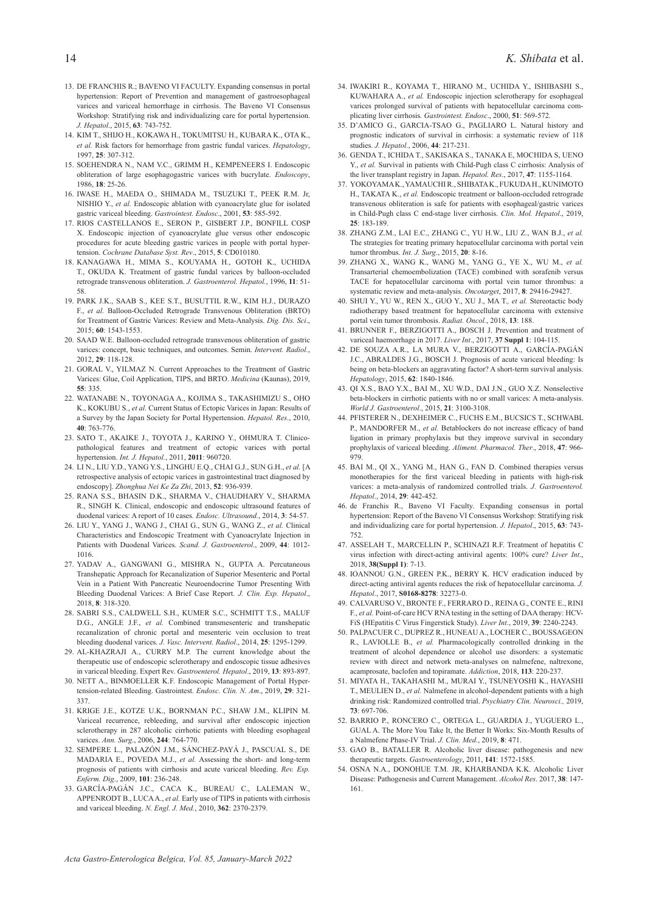13. DE FRANCHIS R.; BAVENO VI FACULTY. Expanding consensus in portal hypertension: Report of Prevention and management of gastroesophageal varices and variceal hemorrhage in cirrhosis. The Baveno VI Consensus Workshop: Stratifying risk and individualizing care for portal hypertension. *J. Hepatol*., 2015, **63**: 743-752.
14. KIM T., SHIJO H., KOKAWA H., TOKUMITSU H., KUBARA K., OTA K., *et al.* Risk factors for hemorrhage from gastric fundal varices. *Hepatology*, 1997, **25**: 307-312.
15. SOEHENDRA N., NAM V.C., GRIMM H., KEMPENEERS I. Endoscopic obliteration of large esophagogastric varices with bucrylate. *Endoscopy*, 1986, **18**: 25-26.
16. IWASE H., MAEDA O., SHIMADA M., TSUZUKI T., PEEK R.M. Jr, NISHIO Y., *et al.* Endoscopic ablation with cyanoacrylate glue for isolated gastric variceal bleeding. *Gastrointest. Endosc*., 2001, **53**: 585-592.
17. RIOS CASTELLANOS E., SERON P., GISBERT J.P., BONFILL COSP X. Endoscopic injection of cyanoacrylate glue versus other endoscopic procedures for acute bleeding gastric varices in people with portal hypertension. *Cochrane Database Syst. Rev*., 2015, **5**: CD010180.
18. KANAGAWA H., MIMA S., KOUYAMA H., GOTOH K., UCHIDA T., OKUDA K. Treatment of gastric fundal varices by balloon-occluded retrograde transvenous obliteration. *J. Gastroenterol. Hepatol.*, 1996, **11**: 51-58.
19. PARK J.K., SAAB S., KEE S.T., BUSUTTIL R.W., KIM H.J., DURAZO F., *et al.* Balloon-Occluded Retrograde Transvenous Obliteration (BRTO) for Treatment of Gastric Varices: Review and Meta-Analysis. *Dig. Dis. Sci*., 2015; **60**: 1543-1553.
20. SAAD W.E. Balloon-occluded retrograde transvenous obliteration of gastric varices: concept, basic techniques, and outcomes. Semin. *Intervent. Radiol.*, 2012, **29**: 118-128.
21. GORAL V., YILMAZ N. Current Approaches to the Treatment of Gastric Varices: Glue, Coil Application, TIPS, and BRTO. *Medicina* (Kaunas), 2019, **55**: 335.
22. WATANABE N., TOYONAGA A., KOJIMA S., TAKASHIMIZU S., OHO K., KOKUBU S., *et al.* Current Status of Ectopic Varices in Japan: Results of a Survey by the Japan Society for Portal Hypertension. *Hepatol. Res*., 2010, **40**: 763-776.
23. SATO T., AKAIKE J., TOYOTA J., KARINO Y., OHMURA T. Clinicopathological features and treatment of ectopic varices with portal hypertension. *Int. J. Hepatol.*, 2011, **2011**: 960720.
24. LI N., LIU Y.D., YANG Y.S., LINGHU E.Q., CHAI G.J., SUN G.H., *et al.* [A retrospective analysis of ectopic varices in gastrointestinal tract diagnosed by endoscopy]. *Zhonghua Nei Ke Za Zhi*, 2013, **52**: 936-939.
25. RANA S.S., BHASIN D.K., SHARMA V., CHAUDHARY V., SHARMA R., SINGH K. Clinical, endoscopic and endoscopic ultrasound features of duodenal varices: A report of 10 cases. *Endosc. Ultrasound.*, 2014, **3**: 54-57.
26. LIU Y., YANG J., WANG J., CHAI G., SUN G., WANG Z., *et al.* Clinical Characteristics and Endoscopic Treatment with Cyanoacrylate Injection in Patients with Duodenal Varices. *Scand. J. Gastroenterol*., 2009, **44**: 1012-1016.
27. YADAV A., GANGWANI G., MISHRA N., GUPTA A. Percutaneous Transhepatic Approach for Recanalization of Superior Mesenteric and Portal Vein in a Patient With Pancreatic Neuroendocrine Tumor Presenting With Bleeding Duodenal Varices: A Brief Case Report. *J. Clin. Exp. Hepatol*., 2018, **8**: 318-320.
28. SABRI S.S., CALDWELL S.H., KUMER S.C., SCHMITT T.S., MALUF D.G., ANGLE J.F., *et al.* Combined transmesenteric and transhepatic recanalization of chronic portal and mesenteric vein occlusion to treat bleeding duodenal varices. *J. Vasc. Intervent. Radiol*., 2014, **25**: 1295-1299.
29. AL-KHAZRAJI A., CURRY M.P. The current knowledge about the therapeutic use of endoscopic sclerotherapy and endoscopic tissue adhesives in variceal bleeding. Expert Rev. *Gastroenterol. Hepatol*., 2019, **13**: 893-897.
30. NETT A., BINMOELLER K.F. Endoscopic Management of Portal Hypertension-related Bleeding. Gastrointest. *Endosc. Clin. N. Am*., 2019, **29**: 321-337.
31. KRIGE J.E., KOTZE U.K., BORNMAN P.C., SHAW J.M., KLIPIN M. Variceal recurrence, rebleeding, and survival after endoscopic injection sclerotherapy in 287 alcoholic cirrhotic patients with bleeding esophageal varices. *Ann. Surg.*, 2006, **244**: 764-770.
32. SEMPERE L., PALAZÓN J.M., SÁNCHEZ-PAYÁ J., PASCUAL S., DE MADARIA E., POVEDA M.J., *et al.* Assessing the short- and long-term prognosis of patients with cirrhosis and acute variceal bleeding. *Rev. Esp. Enferm. Dig*., 2009, **101**: 236-248.
33. GARCÍA-PAGÁN J.C., CACA K., BUREAU C., LALEMAN W., APPENRODT B., LUCA A., *et al.* Early use of TIPS in patients with cirrhosis and variceal bleeding. *N. Engl. J. Med.*, 2010, **362**: 2370-2379.
34. IWAKIRI R., KOYAMA T., HIRANO M., UCHIDA Y., ISHIBASHI S., KUWAHARA A., *et al.* Endoscopic injection sclerotherapy for esophageal varices prolonged survival of patients with hepatocellular carcinoma complicating liver cirrhosis*. Gastrointest. Endosc*., 2000, **51**: 569-572.
35. D'AMICO G., GARCIA-TSAO G., PAGLIARO L. Natural history and prognostic indicators of survival in cirrhosis: a systematic review of 118 studies. *J. Hepatol.*, 2006, **44**: 217-231.
36. GENDA T., ICHIDA T., SAKISAKA S., TANAKA E, MOCHIDA S, UENO Y., *et al.* Survival in patients with Child-Pugh class C cirrhosis: Analysis of the liver transplant registry in Japan. *Hepatol. Res*., 2017, **47**: 1155-1164.
37. YOKOYAMA K., YAMAUCHI R., SHIBATA K., FUKUDA H., KUNIMOTO H., TAKATA K., *et al.* Endoscopic treatment or balloon-occluded retrograde transvenous obliteration is safe for patients with esophageal/gastric varices in Child-Pugh class C end-stage liver cirrhosis. *Clin. Mol. Hepatol*., 2019, **25**: 183-189.
38. ZHANG Z.M., LAI E.C., ZHANG C., YU H.W., LIU Z., WAN B.J., *et al.* The strategies for treating primary hepatocellular carcinoma with portal vein tumor thrombus. *Int. J. Surg*., 2015, **20**: 8-16.
39. ZHANG X., WANG K., WANG M., YANG G., YE X., WU M., *et al.* Transarterial chemoembolization (TACE) combined with sorafenib versus TACE for hepatocellular carcinoma with portal vein tumor thrombus: a systematic review and meta-analysis. *Oncotarget*, 2017, **8**: 29416-29427.
40. SHUI Y., YU W., REN X., GUO Y., XU J., MA T.*, et al.* Stereotactic body radiotherapy based treatment for hepatocellular carcinoma with extensive portal vein tumor thrombosis. *Radiat. Oncol.*, 2018, **13**: 188.
41. BRUNNER F., BERZIGOTTI A., BOSCH J. Prevention and treatment of variceal haemorrhage in 2017. *Liver Int*., 2017, **37 Suppl 1**: 104-115.
42. DE SOUZA A.R., LA MURA V., BERZIGOTTI A., GARCÍA-PAGÁN J.C., ABRALDES J.G., BOSCH J. Prognosis of acute variceal bleeding: Is being on beta-blockers an aggravating factor? A short-term survival analysis. *Hepatology*, 2015, **62**: 1840-1846.
43. QI X.S., BAO Y.X., BAI M., XU W.D., DAI J.N., GUO X.Z. Nonselective beta-blockers in cirrhotic patients with no or small varices: A meta-analysis. *World J. Gastroenterol*., 2015, **21**: 3100-3108.
44. PFISTERER N., DEXHEIMER C., FUCHS E.M., BUCSICS T., SCHWABL P., MANDORFER M., *et al.* Betablockers do not increase efficacy of band ligation in primary prophylaxis but they improve survival in secondary prophylaxis of variceal bleeding. *Aliment. Pharmacol. Ther*., 2018, **47**: 966-979.
45. BAI M., QI X., YANG M., HAN G., FAN D. Combined therapies versus monotherapies for the first variceal bleeding in patients with high-risk varices: a meta-analysis of randomized controlled trials. *J. Gastroenterol. Hepatol*., 2014, **29**: 442-452.
46. de Franchis R., Baveno VI Faculty. Expanding consensus in portal hypertension: Report of the Baveno VI Consensus Workshop: Stratifying risk and individualizing care for portal hypertension. *J. Hepatol*., 2015, **63**: 743-752.
47. ASSELAH T., MARCELLIN P., SCHINAZI R.F. Treatment of hepatitis C virus infection with direct-acting antiviral agents: 100% cure? *Liver Int*., 2018, **38(Suppl 1)**: 7-13.
48. IOANNOU G.N., GREEN P.K., BERRY K. HCV eradication induced by direct-acting antiviral agents reduces the risk of hepatocellular carcinoma. *J. Hepatol*., 2017, **S0168-8278**: 32273-0.
49. CALVARUSO V., BRONTE F., FERRARO D., REINA G., CONTE E., RINI F., *et al.* Point-of-care HCV RNA testing in the setting of DAA therapy: HCV-FiS (HEpatitis C Virus Fingerstick Study). *Liver Int*., 2019, **39**: 2240-2243.
50. PALPACUER C., DUPREZ R., HUNEAU A., LOCHER C., BOUSSAGEON R., LAVIOLLE B., *et al.* Pharmacologically controlled drinking in the treatment of alcohol dependence or alcohol use disorders: a systematic review with direct and network meta-analyses on nalmefene, naltrexone, acamprosate, baclofen and topiramate. *Addiction*, 2018, **113**: 220-237.
51. MIYATA H., TAKAHASHI M., MURAI Y., TSUNEYOSHI K., HAYASHI T., MEULIEN D., *et al.* Nalmefene in alcohol-dependent patients with a high drinking risk: Randomized controlled trial. *Psychiatry Clin. Neurosci.,* 2019, **73**: 697-706.
52. BARRIO P., RONCERO C., ORTEGA L., GUARDIA J., YUGUERO L., GUAL A. The More You Take It, the Better It Works: Six-Month Results of a Nalmefene Phase-IV Trial. *J. Clin. Med*., 2019, **8**: 471.
53. GAO B., BATALLER R. Alcoholic liver disease: pathogenesis and new therapeutic targets. *Gastroenterology*, 2011, **141**: 1572-1585.
54. OSNA N.A., DONOHUE T.M. JR, KHARBANDA K.K. Alcoholic Liver Disease: Pathogenesis and Current Management. *Alcohol Res*. 2017, **38**: 147-161.